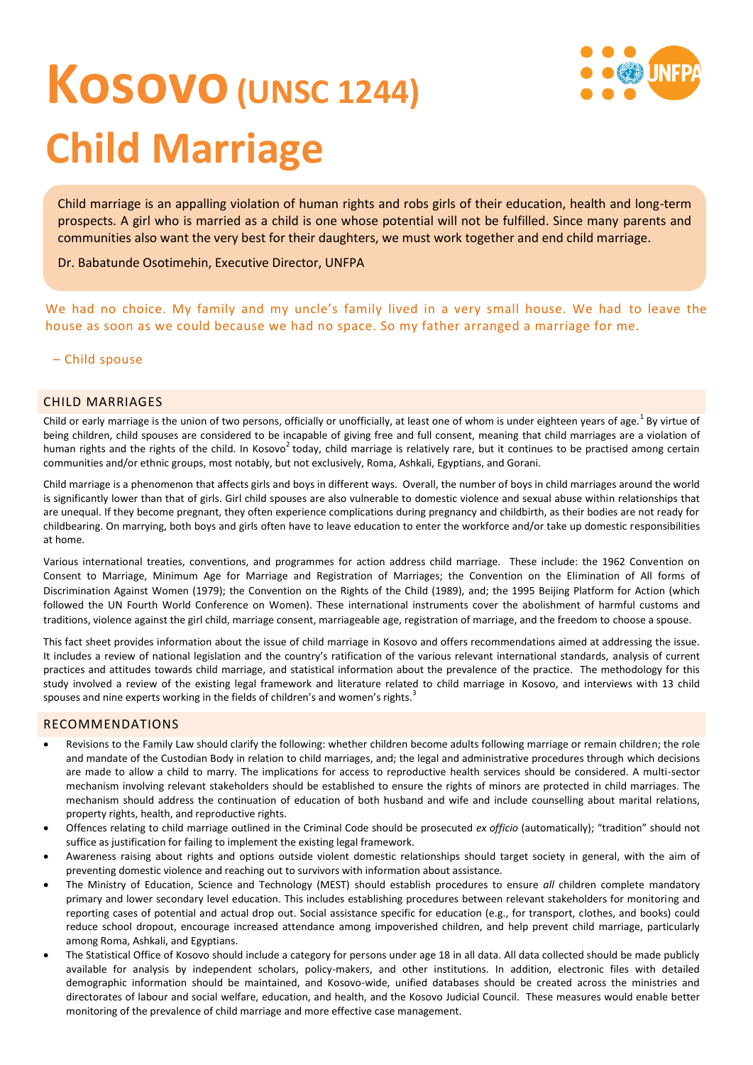# Kosovo (UNSC 1244)

# Child Marriage

> Child marriage is an appalling violation of human rights and robs girls of their education, health and long-term prospects. A girl who is married as a child is one whose potential will not be fulfilled. Since many parents and communities also want the very best for their daughters, we must work together and end child marriage.
>
> Dr. Babatunde Osotimehin, Executive Director, UNFPA

We had no choice. My family and my uncle's family lived in a very small house. We had to leave the house as soon as we could because we had no space. So my father arranged a marriage for me.

– Child spouse

## CHILD MARRIAGES

Child or early marriage is the union of two persons, officially or unofficially, at least one of whom is under eighteen years of age.[1] By virtue of being children, child spouses are considered to be incapable of giving free and full consent, meaning that child marriages are a violation of human rights and the rights of the child. In Kosovo[2] today, child marriage is relatively rare, but it continues to be practised among certain communities and/or ethnic groups, most notably, but not exclusively, Roma, Ashkali, Egyptians, and Gorani.

Child marriage is a phenomenon that affects girls and boys in different ways. Overall, the number of boys in child marriages around the world is significantly lower than that of girls. Girl child spouses are also vulnerable to domestic violence and sexual abuse within relationships that are unequal. If they become pregnant, they often experience complications during pregnancy and childbirth, as their bodies are not ready for childbearing. On marrying, both boys and girls often have to leave education to enter the workforce and/or take up domestic responsibilities at home.

Various international treaties, conventions, and programmes for action address child marriage. These include: the 1962 Convention on Consent to Marriage, Minimum Age for Marriage and Registration of Marriages; the Convention on the Elimination of All forms of Discrimination Against Women (1979); the Convention on the Rights of the Child (1989), and; the 1995 Beijing Platform for Action (which followed the UN Fourth World Conference on Women). These international instruments cover the abolishment of harmful customs and traditions, violence against the girl child, marriage consent, marriageable age, registration of marriage, and the freedom to choose a spouse.

This fact sheet provides information about the issue of child marriage in Kosovo and offers recommendations aimed at addressing the issue. It includes a review of national legislation and the country's ratification of the various relevant international standards, analysis of current practices and attitudes towards child marriage, and statistical information about the prevalence of the practice. The methodology for this study involved a review of the existing legal framework and literature related to child marriage in Kosovo, and interviews with 13 child spouses and nine experts working in the fields of children's and women's rights.[3]

## RECOMMENDATIONS

- Revisions to the Family Law should clarify the following: whether children become adults following marriage or remain children; the role and mandate of the Custodian Body in relation to child marriages, and; the legal and administrative procedures through which decisions are made to allow a child to marry. The implications for access to reproductive health services should be considered. A multi-sector mechanism involving relevant stakeholders should be established to ensure the rights of minors are protected in child marriages. The mechanism should address the continuation of education of both husband and wife and include counselling about marital relations, property rights, health, and reproductive rights.
- Offences relating to child marriage outlined in the Criminal Code should be prosecuted *ex officio* (automatically); "tradition" should not suffice as justification for failing to implement the existing legal framework.
- Awareness raising about rights and options outside violent domestic relationships should target society in general, with the aim of preventing domestic violence and reaching out to survivors with information about assistance.
- The Ministry of Education, Science and Technology (MEST) should establish procedures to ensure *all* children complete mandatory primary and lower secondary level education. This includes establishing procedures between relevant stakeholders for monitoring and reporting cases of potential and actual drop out. Social assistance specific for education (e.g., for transport, clothes, and books) could reduce school dropout, encourage increased attendance among impoverished children, and help prevent child marriage, particularly among Roma, Ashkali, and Egyptians.
- The Statistical Office of Kosovo should include a category for persons under age 18 in all data. All data collected should be made publicly available for analysis by independent scholars, policy-makers, and other institutions. In addition, electronic files with detailed demographic information should be maintained, and Kosovo-wide, unified databases should be created across the ministries and directorates of labour and social welfare, education, and health, and the Kosovo Judicial Council. These measures would enable better monitoring of the prevalence of child marriage and more effective case management.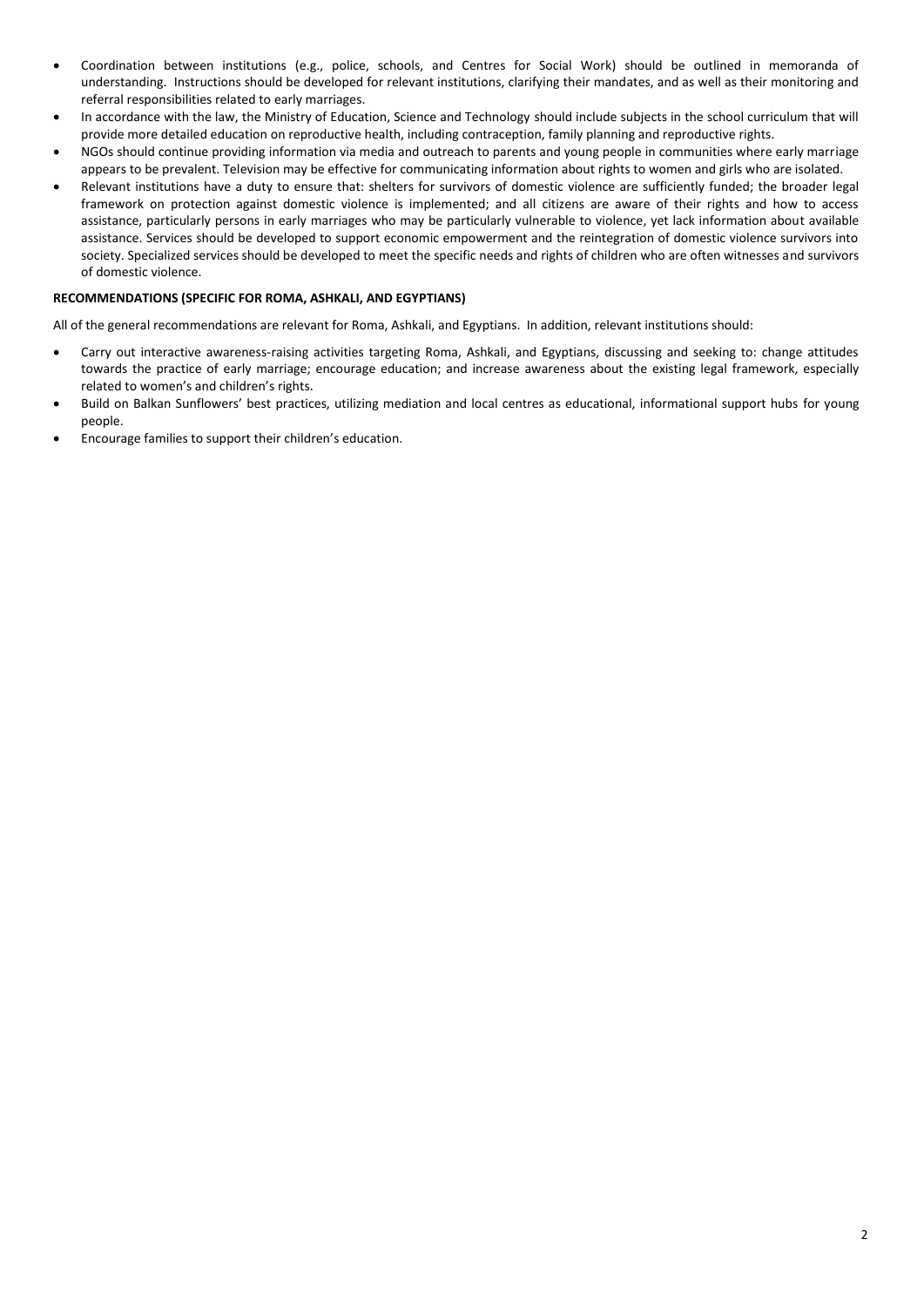- Coordination between institutions (e.g., police, schools, and Centres for Social Work) should be outlined in memoranda of understanding. Instructions should be developed for relevant institutions, clarifying their mandates, and as well as their monitoring and referral responsibilities related to early marriages.
- In accordance with the law, the Ministry of Education, Science and Technology should include subjects in the school curriculum that will provide more detailed education on reproductive health, including contraception, family planning and reproductive rights.
- NGOs should continue providing information via media and outreach to parents and young people in communities where early marriage appears to be prevalent. Television may be effective for communicating information about rights to women and girls who are isolated.
- Relevant institutions have a duty to ensure that: shelters for survivors of domestic violence are sufficiently funded; the broader legal framework on protection against domestic violence is implemented; and all citizens are aware of their rights and how to access assistance, particularly persons in early marriages who may be particularly vulnerable to violence, yet lack information about available assistance. Services should be developed to support economic empowerment and the reintegration of domestic violence survivors into society. Specialized services should be developed to meet the specific needs and rights of children who are often witnesses and survivors of domestic violence.

**RECOMMENDATIONS (SPECIFIC FOR ROMA, ASHKALI, AND EGYPTIANS)**

All of the general recommendations are relevant for Roma, Ashkali, and Egyptians. In addition, relevant institutions should:

- Carry out interactive awareness-raising activities targeting Roma, Ashkali, and Egyptians, discussing and seeking to: change attitudes towards the practice of early marriage; encourage education; and increase awareness about the existing legal framework, especially related to women's and children's rights.
- Build on Balkan Sunflowers' best practices, utilizing mediation and local centres as educational, informational support hubs for young people.
- Encourage families to support their children's education.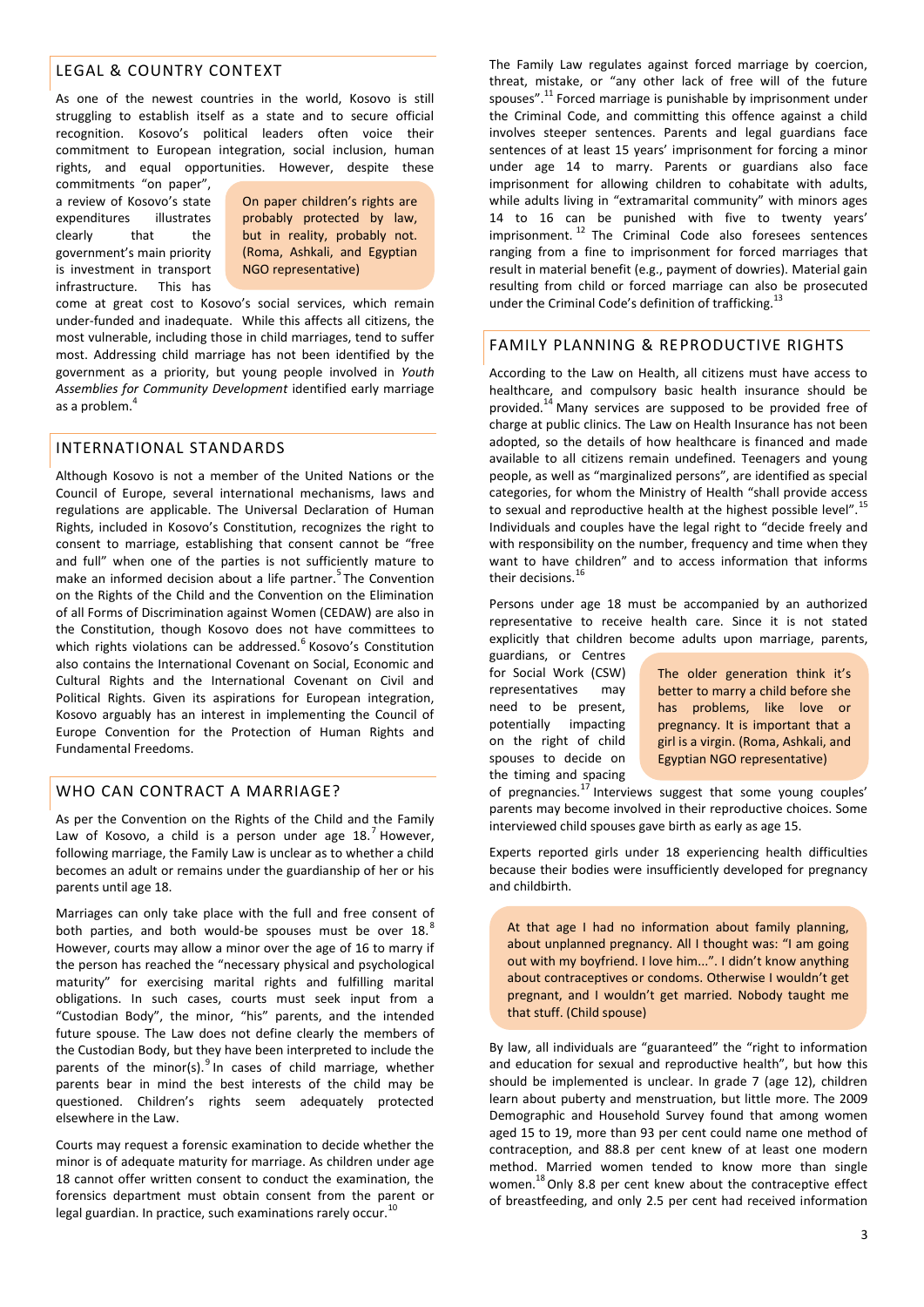## LEGAL & COUNTRY CONTEXT

As one of the newest countries in the world, Kosovo is still struggling to establish itself as a state and to secure official recognition. Kosovo's political leaders often voice their commitment to European integration, social inclusion, human rights, and equal opportunities. However, despite these commitments "on paper", a review of Kosovo's state expenditures illustrates clearly that the government's main priority is investment in transport infrastructure. This has come at great cost to Kosovo's social services, which remain under-funded and inadequate. While this affects all citizens, the most vulnerable, including those in child marriages, tend to suffer most. Addressing child marriage has not been identified by the government as a priority, but young people involved in *Youth Assemblies for Community Development* identified early marriage as a problem.[4]

> On paper children's rights are probably protected by law, but in reality, probably not. (Roma, Ashkali, and Egyptian NGO representative)

## INTERNATIONAL STANDARDS

Although Kosovo is not a member of the United Nations or the Council of Europe, several international mechanisms, laws and regulations are applicable. The Universal Declaration of Human Rights, included in Kosovo's Constitution, recognizes the right to consent to marriage, establishing that consent cannot be "free and full" when one of the parties is not sufficiently mature to make an informed decision about a life partner.[5] The Convention on the Rights of the Child and the Convention on the Elimination of all Forms of Discrimination against Women (CEDAW) are also in the Constitution, though Kosovo does not have committees to which rights violations can be addressed.[6] Kosovo's Constitution also contains the International Covenant on Social, Economic and Cultural Rights and the International Covenant on Civil and Political Rights. Given its aspirations for European integration, Kosovo arguably has an interest in implementing the Council of Europe Convention for the Protection of Human Rights and Fundamental Freedoms.

## WHO CAN CONTRACT A MARRIAGE?

As per the Convention on the Rights of the Child and the Family Law of Kosovo, a child is a person under age 18.[7] However, following marriage, the Family Law is unclear as to whether a child becomes an adult or remains under the guardianship of her or his parents until age 18.

Marriages can only take place with the full and free consent of both parties, and both would-be spouses must be over 18.[8] However, courts may allow a minor over the age of 16 to marry if the person has reached the "necessary physical and psychological maturity" for exercising marital rights and fulfilling marital obligations. In such cases, courts must seek input from a "Custodian Body", the minor, "his" parents, and the intended future spouse. The Law does not define clearly the members of the Custodian Body, but they have been interpreted to include the parents of the minor(s).[9] In cases of child marriage, whether parents bear in mind the best interests of the child may be questioned. Children's rights seem adequately protected elsewhere in the Law.

Courts may request a forensic examination to decide whether the minor is of adequate maturity for marriage. As children under age 18 cannot offer written consent to conduct the examination, the forensics department must obtain consent from the parent or legal guardian. In practice, such examinations rarely occur.[10]

The Family Law regulates against forced marriage by coercion, threat, mistake, or "any other lack of free will of the future spouses".[11] Forced marriage is punishable by imprisonment under the Criminal Code, and committing this offence against a child involves steeper sentences. Parents and legal guardians face sentences of at least 15 years' imprisonment for forcing a minor under age 14 to marry. Parents or guardians also face imprisonment for allowing children to cohabitate with adults, while adults living in "extramarital community" with minors ages 14 to 16 can be punished with five to twenty years' imprisonment.[12] The Criminal Code also foresees sentences ranging from a fine to imprisonment for forced marriages that result in material benefit (e.g., payment of dowries). Material gain resulting from child or forced marriage can also be prosecuted under the Criminal Code's definition of trafficking.[13]

## FAMILY PLANNING & REPRODUCTIVE RIGHTS

According to the Law on Health, all citizens must have access to healthcare, and compulsory basic health insurance should be provided.[14] Many services are supposed to be provided free of charge at public clinics. The Law on Health Insurance has not been adopted, so the details of how healthcare is financed and made available to all citizens remain undefined. Teenagers and young people, as well as "marginalized persons", are identified as special categories, for whom the Ministry of Health "shall provide access to sexual and reproductive health at the highest possible level".[15] Individuals and couples have the legal right to "decide freely and with responsibility on the number, frequency and time when they want to have children" and to access information that informs their decisions.[16]

Persons under age 18 must be accompanied by an authorized representative to receive health care. Since it is not stated explicitly that children become adults upon marriage, parents, guardians, or Centres for Social Work (CSW) representatives may need to be present, potentially impacting on the right of child spouses to decide on the timing and spacing of pregnancies.[17] Interviews suggest that some young couples' parents may become involved in their reproductive choices. Some interviewed child spouses gave birth as early as age 15.

> The older generation think it's better to marry a child before she has problems, like love or pregnancy. It is important that a girl is a virgin. (Roma, Ashkali, and Egyptian NGO representative)

Experts reported girls under 18 experiencing health difficulties because their bodies were insufficiently developed for pregnancy and childbirth.

> At that age I had no information about family planning, about unplanned pregnancy. All I thought was: "I am going out with my boyfriend. I love him...". I didn't know anything about contraceptives or condoms. Otherwise I wouldn't get pregnant, and I wouldn't get married. Nobody taught me that stuff. (Child spouse)

By law, all individuals are "guaranteed" the "right to information and education for sexual and reproductive health", but how this should be implemented is unclear. In grade 7 (age 12), children learn about puberty and menstruation, but little more. The 2009 Demographic and Household Survey found that among women aged 15 to 19, more than 93 per cent could name one method of contraception, and 88.8 per cent knew of at least one modern method. Married women tended to know more than single women.[18] Only 8.8 per cent knew about the contraceptive effect of breastfeeding, and only 2.5 per cent had received information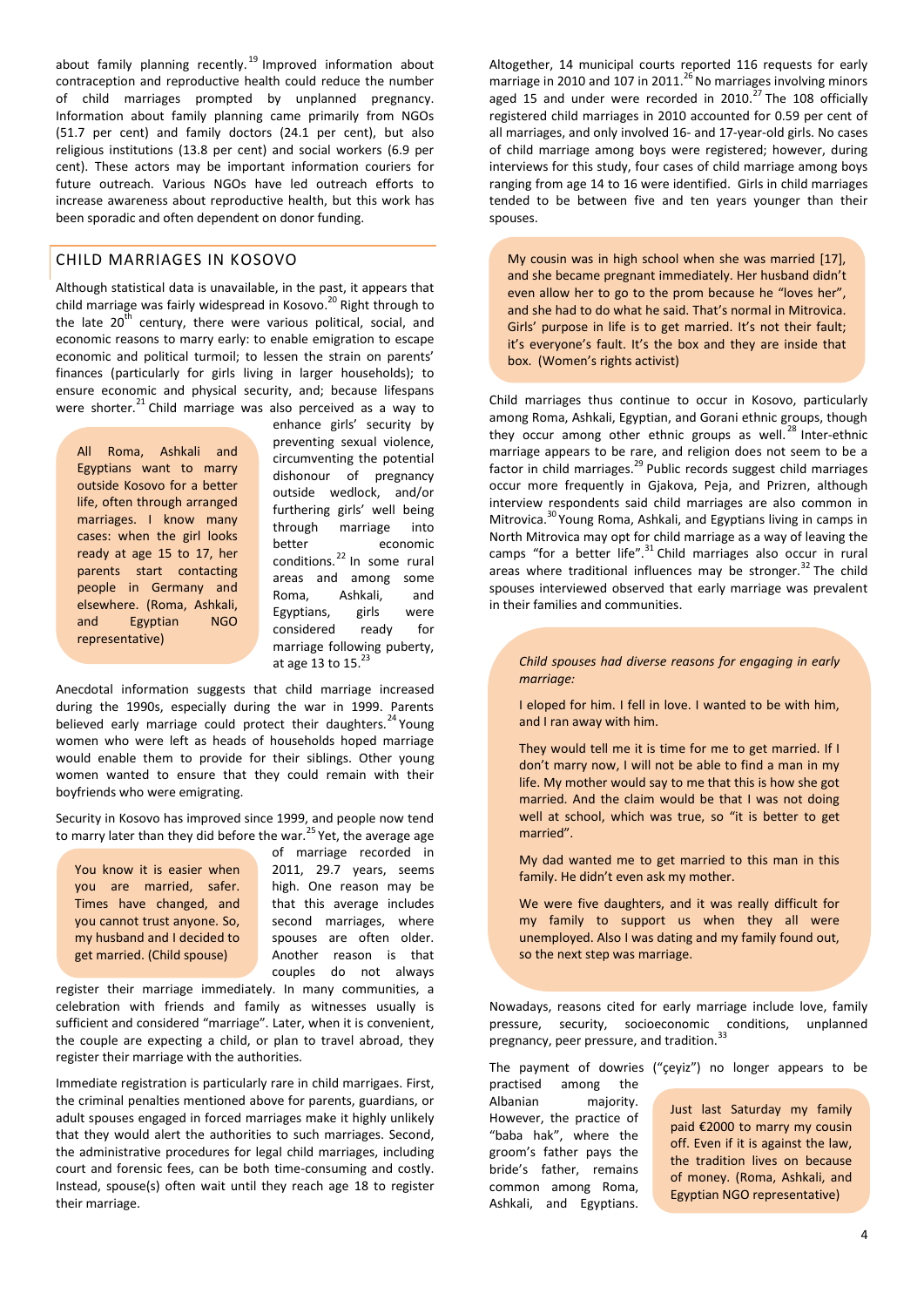about family planning recently.[19] Improved information about contraception and reproductive health could reduce the number of child marriages prompted by unplanned pregnancy. Information about family planning came primarily from NGOs (51.7 per cent) and family doctors (24.1 per cent), but also religious institutions (13.8 per cent) and social workers (6.9 per cent). These actors may be important information couriers for future outreach. Various NGOs have led outreach efforts to increase awareness about reproductive health, but this work has been sporadic and often dependent on donor funding.

## CHILD MARRIAGES IN KOSOVO

Although statistical data is unavailable, in the past, it appears that child marriage was fairly widespread in Kosovo.[20] Right through to the late 20th century, there were various political, social, and economic reasons to marry early: to enable emigration to escape economic and political turmoil; to lessen the strain on parents' finances (particularly for girls living in larger households); to ensure economic and physical security, and; because lifespans were shorter.[21] Child marriage was also perceived as a way to enhance girls' security by preventing sexual violence, circumventing the potential dishonour of pregnancy outside wedlock, and/or furthering girls' well being through marriage into better economic conditions.[22] In some rural areas and among some Roma, Ashkali, and Egyptians, girls were considered ready for marriage following puberty, at age 13 to 15.[23]

> All Roma, Ashkali and Egyptians want to marry outside Kosovo for a better life, often through arranged marriages. I know many cases: when the girl looks ready at age 15 to 17, her parents start contacting people in Germany and elsewhere. (Roma, Ashkali, and Egyptian NGO representative)

Anecdotal information suggests that child marriage increased during the 1990s, especially during the war in 1999. Parents believed early marriage could protect their daughters.[24] Young women who were left as heads of households hoped marriage would enable them to provide for their siblings. Other young women wanted to ensure that they could remain with their boyfriends who were emigrating.

Security in Kosovo has improved since 1999, and people now tend to marry later than they did before the war.[25] Yet, the average age of marriage recorded in 2011, 29.7 years, seems high. One reason may be that this average includes second marriages, where spouses are often older. Another reason is that couples do not always register their marriage immediately. In many communities, a celebration with friends and family as witnesses usually is sufficient and considered "marriage". Later, when it is convenient, the couple are expecting a child, or plan to travel abroad, they register their marriage with the authorities.

> You know it is easier when you are married, safer. Times have changed, and you cannot trust anyone. So, my husband and I decided to get married. (Child spouse)

Immediate registration is particularly rare in child marriages. First, the criminal penalties mentioned above for parents, guardians, or adult spouses engaged in forced marriages make it highly unlikely that they would alert the authorities to such marriages. Second, the administrative procedures for legal child marriages, including court and forensic fees, can be both time-consuming and costly. Instead, spouse(s) often wait until they reach age 18 to register their marriage.

Altogether, 14 municipal courts reported 116 requests for early marriage in 2010 and 107 in 2011.[26] No marriages involving minors aged 15 and under were recorded in 2010.[27] The 108 officially registered child marriages in 2010 accounted for 0.59 per cent of all marriages, and only involved 16- and 17-year-old girls. No cases of child marriage among boys were registered; however, during interviews for this study, four cases of child marriage among boys ranging from age 14 to 16 were identified. Girls in child marriages tended to be between five and ten years younger than their spouses.

> My cousin was in high school when she was married [17], and she became pregnant immediately. Her husband didn't even allow her to go to the prom because he "loves her", and she had to do what he said. That's normal in Mitrovica. Girls' purpose in life is to get married. It's not their fault; it's everyone's fault. It's the box and they are inside that box. (Women's rights activist)

Child marriages thus continue to occur in Kosovo, particularly among Roma, Ashkali, Egyptian, and Gorani ethnic groups, though they occur among other ethnic groups as well.[28] Inter-ethnic marriage appears to be rare, and religion does not seem to be a factor in child marriages.[29] Public records suggest child marriages occur more frequently in Gjakova, Peja, and Prizren, although interview respondents said child marriages are also common in Mitrovica.[30] Young Roma, Ashkali, and Egyptians living in camps in North Mitrovica may opt for child marriage as a way of leaving the camps "for a better life".[31] Child marriages also occur in rural areas where traditional influences may be stronger.[32] The child spouses interviewed observed that early marriage was prevalent in their families and communities.

> *Child spouses had diverse reasons for engaging in early marriage:*
>
> I eloped for him. I fell in love. I wanted to be with him, and I ran away with him.
>
> They would tell me it is time for me to get married. If I don't marry now, I will not be able to find a man in my life. My mother would say to me that this is how she got married. And the claim would be that I was not doing well at school, which was true, so "it is better to get married".
>
> My dad wanted me to get married to this man in this family. He didn't even ask my mother.
>
> We were five daughters, and it was really difficult for my family to support us when they all were unemployed. Also I was dating and my family found out, so the next step was marriage.

Nowadays, reasons cited for early marriage include love, family pressure, security, socioeconomic conditions, unplanned pregnancy, peer pressure, and tradition.[33]

The payment of dowries ("çeyiz") no longer appears to be practised among the Albanian majority. However, the practice of "baba hak", where the groom's father pays the bride's father, remains common among Roma, Ashkali, and Egyptians.

> Just last Saturday my family paid €2000 to marry my cousin off. Even if it is against the law, the tradition lives on because of money. (Roma, Ashkali, and Egyptian NGO representative)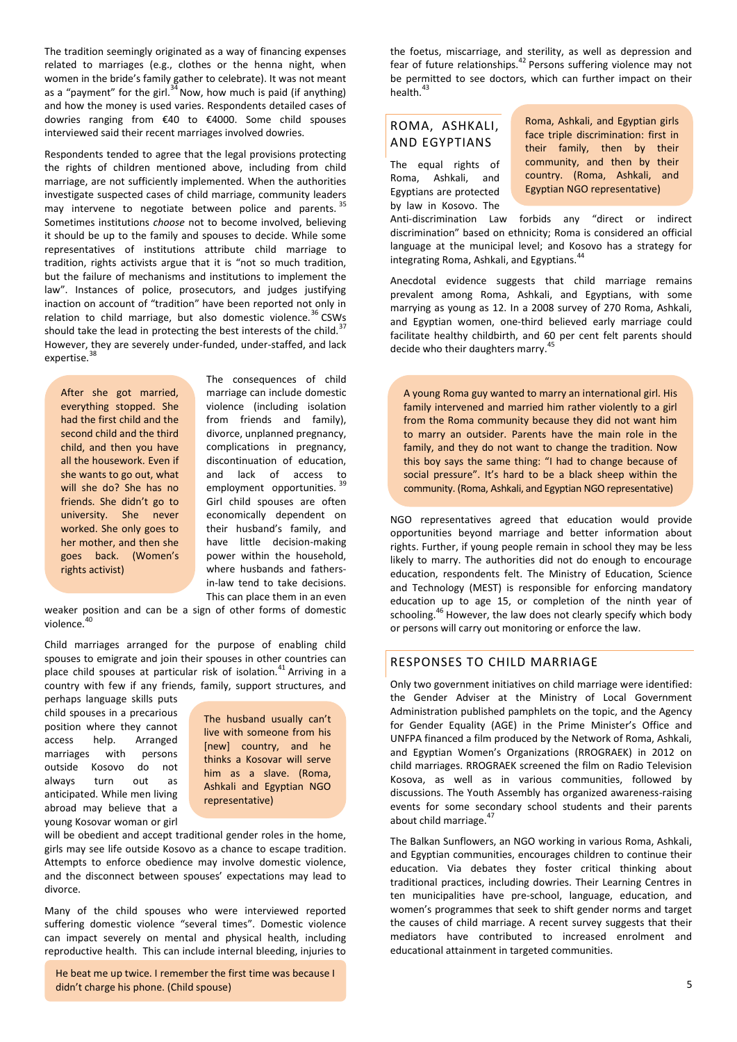The tradition seemingly originated as a way of financing expenses related to marriages (e.g., clothes or the henna night, when women in the bride's family gather to celebrate). It was not meant as a "payment" for the girl.[34] Now, how much is paid (if anything) and how the money is used varies. Respondents detailed cases of dowries ranging from €40 to €4000. Some child spouses interviewed said their recent marriages involved dowries.

Respondents tended to agree that the legal provisions protecting the rights of children mentioned above, including from child marriage, are not sufficiently implemented. When the authorities investigate suspected cases of child marriage, community leaders may intervene to negotiate between police and parents.[35] Sometimes institutions *choose* not to become involved, believing it should be up to the family and spouses to decide. While some representatives of institutions attribute child marriage to tradition, rights activists argue that it is "not so much tradition, but the failure of mechanisms and institutions to implement the law". Instances of police, prosecutors, and judges justifying inaction on account of "tradition" have been reported not only in relation to child marriage, but also domestic violence.[36] CSWs should take the lead in protecting the best interests of the child.[37] However, they are severely under-funded, under-staffed, and lack expertise.[38]

> After she got married, everything stopped. She had the first child and the second child and the third child, and then you have all the housework. Even if she wants to go out, what will she do? She has no friends. She didn't go to university. She never worked. She only goes to her mother, and then she goes back. (Women's rights activist)

The consequences of child marriage can include domestic violence (including isolation from friends and family), divorce, unplanned pregnancy, complications in pregnancy, discontinuation of education, and lack of access to employment opportunities.[39] Girl child spouses are often economically dependent on their husband's family, and have little decision-making power within the household, where husbands and fathers-in-law tend to take decisions. This can place them in an even weaker position and can be a sign of other forms of domestic violence.[40]

Child marriages arranged for the purpose of enabling child spouses to emigrate and join their spouses in other countries can place child spouses at particular risk of isolation.[41] Arriving in a country with few if any friends, family, support structures, and perhaps language skills puts child spouses in a precarious position where they cannot access help. Arranged marriages with persons outside Kosovo do not always turn out as anticipated. While men living abroad may believe that a young Kosovar woman or girl will be obedient and accept traditional gender roles in the home, girls may see life outside Kosovo as a chance to escape tradition. Attempts to enforce obedience may involve domestic violence, and the disconnect between spouses' expectations may lead to divorce.

> The husband usually can't live with someone from his [new] country, and he thinks a Kosovar will serve him as a slave. (Roma, Ashkali and Egyptian NGO representative)

Many of the child spouses who were interviewed reported suffering domestic violence "several times". Domestic violence can impact severely on mental and physical health, including reproductive health. This can include internal bleeding, injuries to the foetus, miscarriage, and sterility, as well as depression and fear of future relationships.[42] Persons suffering violence may not be permitted to see doctors, which can further impact on their health.[43]

> He beat me up twice. I remember the first time was because I didn't charge his phone. (Child spouse)

## ROMA, ASHKALI, AND EGYPTIANS

> Roma, Ashkali, and Egyptian girls face triple discrimination: first in their family, then by their community, and then by their country. (Roma, Ashkali, and Egyptian NGO representative)

The equal rights of Roma, Ashkali, and Egyptians are protected by law in Kosovo. The Anti-discrimination Law forbids any "direct or indirect discrimination" based on ethnicity; Roma is considered an official language at the municipal level; and Kosovo has a strategy for integrating Roma, Ashkali, and Egyptians.[44]

Anecdotal evidence suggests that child marriage remains prevalent among Roma, Ashkali, and Egyptians, with some marrying as young as 12. In a 2008 survey of 270 Roma, Ashkali, and Egyptian women, one-third believed early marriage could facilitate healthy childbirth, and 60 per cent felt parents should decide who their daughters marry.[45]

> A young Roma guy wanted to marry an international girl. His family intervened and married him rather violently to a girl from the Roma community because they did not want him to marry an outsider. Parents have the main role in the family, and they do not want to change the tradition. Now this boy says the same thing: "I had to change because of social pressure". It's hard to be a black sheep within the community. (Roma, Ashkali, and Egyptian NGO representative)

NGO representatives agreed that education would provide opportunities beyond marriage and better information about rights. Further, if young people remain in school they may be less likely to marry. The authorities did not do enough to encourage education, respondents felt. The Ministry of Education, Science and Technology (MEST) is responsible for enforcing mandatory education up to age 15, or completion of the ninth year of schooling.[46] However, the law does not clearly specify which body or persons will carry out monitoring or enforce the law.

## RESPONSES TO CHILD MARRIAGE

Only two government initiatives on child marriage were identified: the Gender Adviser at the Ministry of Local Government Administration published pamphlets on the topic, and the Agency for Gender Equality (AGE) in the Prime Minister's Office and UNFPA financed a film produced by the Network of Roma, Ashkali, and Egyptian Women's Organizations (RROGRAEK) in 2012 on child marriages. RROGRAEK screened the film on Radio Television Kosova, as well as in various communities, followed by discussions. The Youth Assembly has organized awareness-raising events for some secondary school students and their parents about child marriage.[47]

The Balkan Sunflowers, an NGO working in various Roma, Ashkali, and Egyptian communities, encourages children to continue their education. Via debates they foster critical thinking about traditional practices, including dowries. Their Learning Centres in ten municipalities have pre-school, language, education, and women's programmes that seek to shift gender norms and target the causes of child marriage. A recent survey suggests that their mediators have contributed to increased enrolment and educational attainment in targeted communities.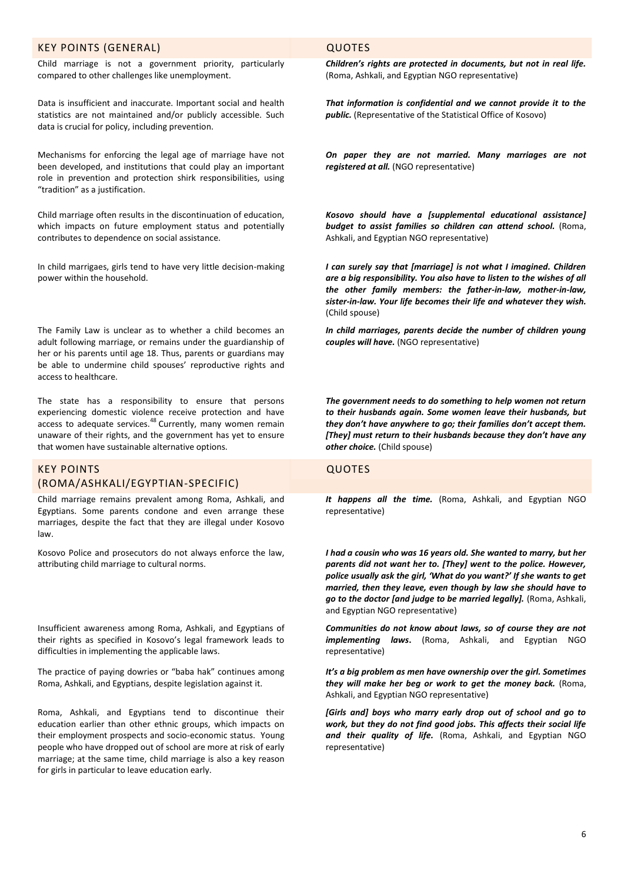| KEY POINTS (GENERAL) | QUOTES |
|---|---|
| Child marriage is not a government priority, particularly compared to other challenges like unemployment. | ***Children's rights are protected in documents, but not in real life.*** (Roma, Ashkali, and Egyptian NGO representative) |
| Data is insufficient and inaccurate. Important social and health statistics are not maintained and/or publicly accessible. Such data is crucial for policy, including prevention. | ***That information is confidential and we cannot provide it to the public.*** (Representative of the Statistical Office of Kosovo) |
| Mechanisms for enforcing the legal age of marriage have not been developed, and institutions that could play an important role in prevention and protection shirk responsibilities, using "tradition" as a justification. | ***On paper they are not married. Many marriages are not registered at all.*** (NGO representative) |
| Child marriage often results in the discontinuation of education, which impacts on future employment status and potentially contributes to dependence on social assistance. | ***Kosovo should have a [supplemental educational assistance] budget to assist families so children can attend school.*** (Roma, Ashkali, and Egyptian NGO representative) |
| In child marrigaes, girls tend to have very little decision-making power within the household. | ***I can surely say that [marriage] is not what I imagined. Children are a big responsibility. You also have to listen to the wishes of all the other family members: the father-in-law, mother-in-law, sister-in-law. Your life becomes their life and whatever they wish.*** (Child spouse) |
| The Family Law is unclear as to whether a child becomes an adult following marriage, or remains under the guardianship of her or his parents until age 18. Thus, parents or guardians may be able to undermine child spouses' reproductive rights and access to healthcare. | ***In child marriages, parents decide the number of children young couples will have.*** (NGO representative) |
| The state has a responsibility to ensure that persons experiencing domestic violence receive protection and have access to adequate services.[48] Currently, many women remain unaware of their rights, and the government has yet to ensure that women have sustainable alternative options. | ***The government needs to do something to help women not return to their husbands again. Some women leave their husbands, but they don't have anywhere to go; their families don't accept them. [They] must return to their husbands because they don't have any other choice.*** (Child spouse) |

| KEY POINTS (ROMA/ASHKALI/EGYPTIAN-SPECIFIC) | QUOTES |
|---|---|
| Child marriage remains prevalent among Roma, Ashkali, and Egyptians. Some parents condone and even arrange these marriages, despite the fact that they are illegal under Kosovo law. | ***It happens all the time.*** (Roma, Ashkali, and Egyptian NGO representative) |
| Kosovo Police and prosecutors do not always enforce the law, attributing child marriage to cultural norms. | ***I had a cousin who was 16 years old. She wanted to marry, but her parents did not want her to. [They] went to the police. However, police usually ask the girl, 'What do you want?' If she wants to get married, then they leave, even though by law she should have to go to the doctor [and judge to be married legally].*** (Roma, Ashkali, and Egyptian NGO representative) |
| Insufficient awareness among Roma, Ashkali, and Egyptians of their rights as specified in Kosovo's legal framework leads to difficulties in implementing the applicable laws. | ***Communities do not know about laws, so of course they are not implementing laws.*** (Roma, Ashkali, and Egyptian NGO representative) |
| The practice of paying dowries or "baba hak" continues among Roma, Ashkali, and Egyptians, despite legislation against it. | ***It's a big problem as men have ownership over the girl. Sometimes they will make her beg or work to get the money back.*** (Roma, Ashkali, and Egyptian NGO representative) |
| Roma, Ashkali, and Egyptians tend to discontinue their education earlier than other ethnic groups, which impacts on their employment prospects and socio-economic status. Young people who have dropped out of school are more at risk of early marriage; at the same time, child marriage is also a key reason for girls in particular to leave education early. | ***[Girls and] boys who marry early drop out of school and go to work, but they do not find good jobs. This affects their social life and their quality of life.*** (Roma, Ashkali, and Egyptian NGO representative) |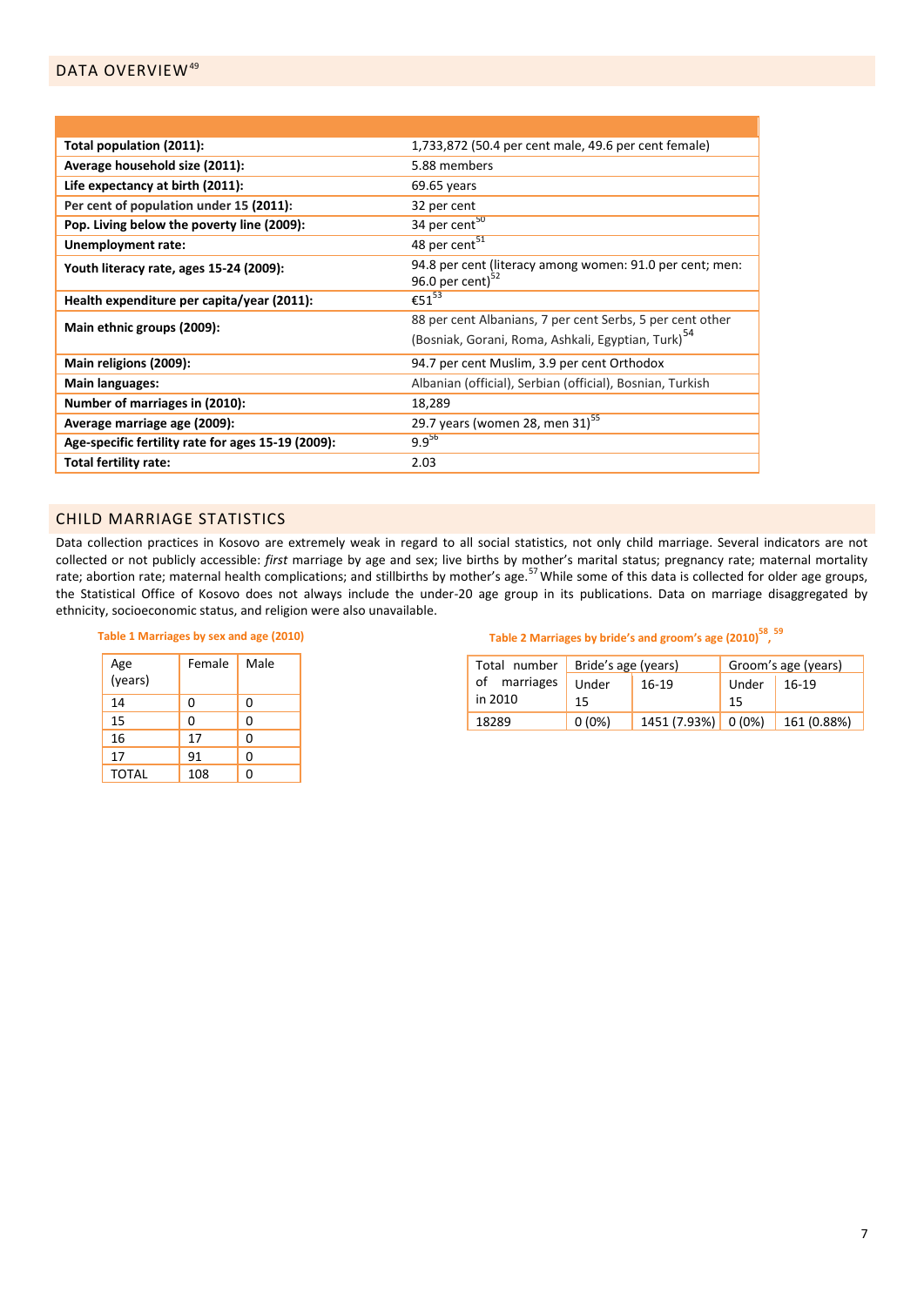## DATA OVERVIEW[49]

| | |
|---|---|
| **Total population (2011):** | 1,733,872 (50.4 per cent male, 49.6 per cent female) |
| **Average household size (2011):** | 5.88 members |
| **Life expectancy at birth (2011):** | 69.65 years |
| **Per cent of population under 15 (2011):** | 32 per cent |
| **Pop. Living below the poverty line (2009):** | 34 per cent[50] |
| **Unemployment rate:** | 48 per cent[51] |
| **Youth literacy rate, ages 15-24 (2009):** | 94.8 per cent (literacy among women: 91.0 per cent; men: 96.0 per cent)[52] |
| **Health expenditure per capita/year (2011):** | €51[53] |
| **Main ethnic groups (2009):** | 88 per cent Albanians, 7 per cent Serbs, 5 per cent other (Bosniak, Gorani, Roma, Ashkali, Egyptian, Turk)[54] |
| **Main religions (2009):** | 94.7 per cent Muslim, 3.9 per cent Orthodox |
| **Main languages:** | Albanian (official), Serbian (official), Bosnian, Turkish |
| **Number of marriages in (2010):** | 18,289 |
| **Average marriage age (2009):** | 29.7 years (women 28, men 31)[55] |
| **Age-specific fertility rate for ages 15-19 (2009):** | 9.9[56] |
| **Total fertility rate:** | 2.03 |

## CHILD MARRIAGE STATISTICS

Data collection practices in Kosovo are extremely weak in regard to all social statistics, not only child marriage. Several indicators are not collected or not publicly accessible: *first* marriage by age and sex; live births by mother's marital status; pregnancy rate; maternal mortality rate; abortion rate; maternal health complications; and stillbirths by mother's age.[57] While some of this data is collected for older age groups, the Statistical Office of Kosovo does not always include the under-20 age group in its publications. Data on marriage disaggregated by ethnicity, socioeconomic status, and religion were also unavailable.

**Table 1 Marriages by sex and age (2010)**

| Age (years) | Female | Male |
|---|---|---|
| 14 | 0 | 0 |
| 15 | 0 | 0 |
| 16 | 17 | 0 |
| 17 | 91 | 0 |
| TOTAL | 108 | 0 |

**Table 2 Marriages by bride's and groom's age (2010)[58, 59]**

| Total number of marriages in 2010 | Bride's age (years) | | Groom's age (years) | |
|---|---|---|---|---|
| | Under 15 | 16-19 | Under 15 | 16-19 |
| 18289 | 0 (0%) | 1451 (7.93%) | 0 (0%) | 161 (0.88%) |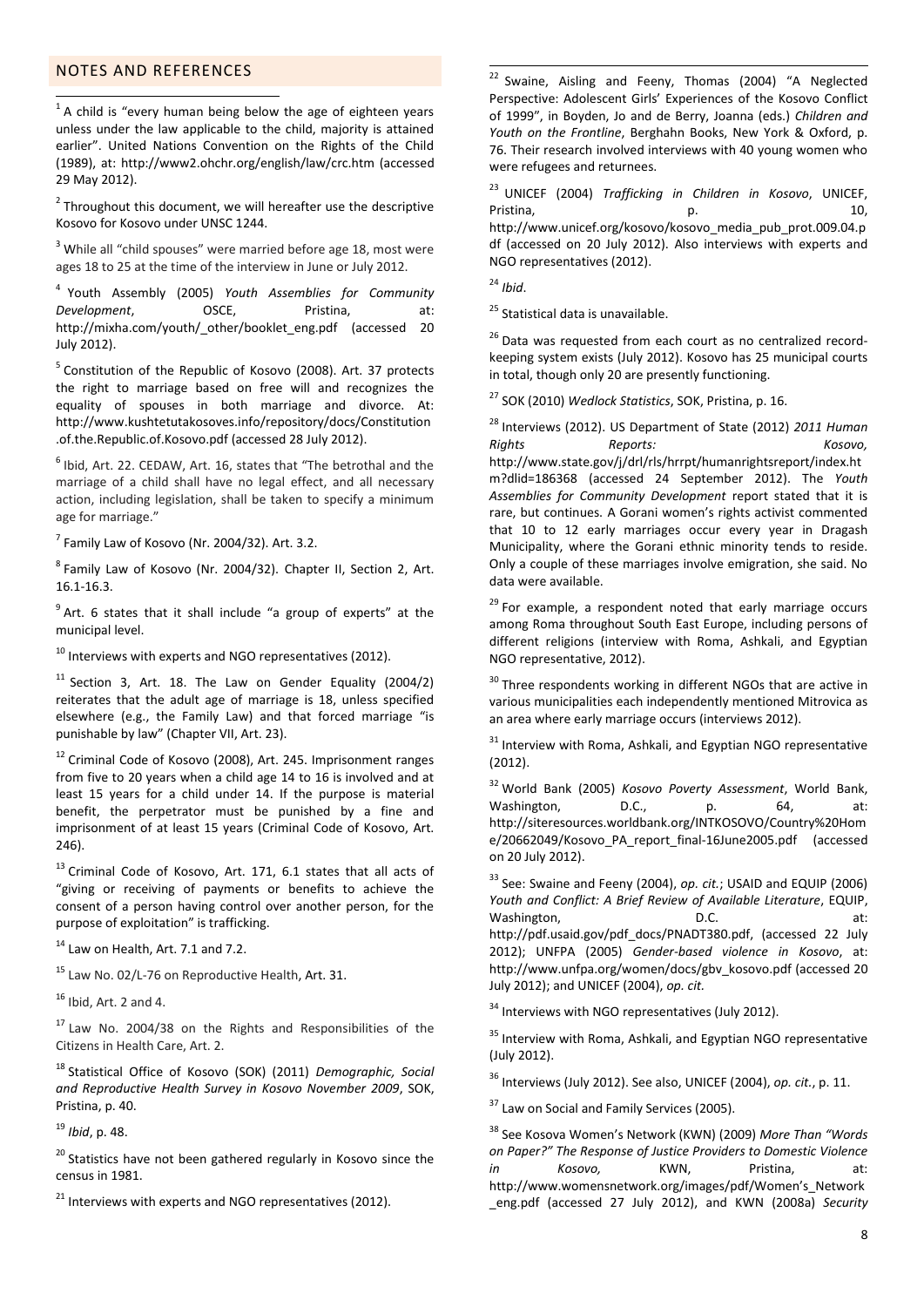## NOTES AND REFERENCES

[1] A child is "every human being below the age of eighteen years unless under the law applicable to the child, majority is attained earlier". United Nations Convention on the Rights of the Child (1989), at: http://www2.ohchr.org/english/law/crc.htm (accessed 29 May 2012).

[2] Throughout this document, we will hereafter use the descriptive Kosovo for Kosovo under UNSC 1244.

[3] While all "child spouses" were married before age 18, most were ages 18 to 25 at the time of the interview in June or July 2012.

[4] Youth Assembly (2005) *Youth Assemblies for Community Development*, OSCE, Pristina, at: http://mixha.com/youth/_other/booklet_eng.pdf (accessed 20 July 2012).

[5] Constitution of the Republic of Kosovo (2008). Art. 37 protects the right to marriage based on free will and recognizes the equality of spouses in both marriage and divorce. At: http://www.kushtetutakosoves.info/repository/docs/Constitution.of.the.Republic.of.Kosovo.pdf (accessed 28 July 2012).

[6] Ibid, Art. 22. CEDAW, Art. 16, states that "The betrothal and the marriage of a child shall have no legal effect, and all necessary action, including legislation, shall be taken to specify a minimum age for marriage."

[7] Family Law of Kosovo (Nr. 2004/32). Art. 3.2.

[8] Family Law of Kosovo (Nr. 2004/32). Chapter II, Section 2, Art. 16.1-16.3.

[9] Art. 6 states that it shall include "a group of experts" at the municipal level.

[10] Interviews with experts and NGO representatives (2012).

[11] Section 3, Art. 18. The Law on Gender Equality (2004/2) reiterates that the adult age of marriage is 18, unless specified elsewhere (e.g., the Family Law) and that forced marriage "is punishable by law" (Chapter VII, Art. 23).

[12] Criminal Code of Kosovo (2008), Art. 245. Imprisonment ranges from five to 20 years when a child age 14 to 16 is involved and at least 15 years for a child under 14. If the purpose is material benefit, the perpetrator must be punished by a fine and imprisonment of at least 15 years (Criminal Code of Kosovo, Art. 246).

[13] Criminal Code of Kosovo, Art. 171, 6.1 states that all acts of "giving or receiving of payments or benefits to achieve the consent of a person having control over another person, for the purpose of exploitation" is trafficking.

[14] Law on Health, Art. 7.1 and 7.2.

[15] Law No. 02/L-76 on Reproductive Health, Art. 31.

[16] Ibid, Art. 2 and 4.

[17] Law No. 2004/38 on the Rights and Responsibilities of the Citizens in Health Care, Art. 2.

[18] Statistical Office of Kosovo (SOK) (2011) *Demographic, Social and Reproductive Health Survey in Kosovo November 2009*, SOK, Pristina, p. 40.

[19] *Ibid*, p. 48.

[20] Statistics have not been gathered regularly in Kosovo since the census in 1981.

[21] Interviews with experts and NGO representatives (2012).

[22] Swaine, Aisling and Feeny, Thomas (2004) "A Neglected Perspective: Adolescent Girls' Experiences of the Kosovo Conflict of 1999", in Boyden, Jo and de Berry, Joanna (eds.) *Children and Youth on the Frontline*, Berghahn Books, New York & Oxford, p. 76. Their research involved interviews with 40 young women who were refugees and returnees.

[23] UNICEF (2004) *Trafficking in Children in Kosovo*, UNICEF, Pristina, p. 10, http://www.unicef.org/kosovo/kosovo_media_pub_prot.009.04.pdf (accessed on 20 July 2012). Also interviews with experts and NGO representatives (2012).

[24] *Ibid*.

[25] Statistical data is unavailable.

[26] Data was requested from each court as no centralized record-keeping system exists (July 2012). Kosovo has 25 municipal courts in total, though only 20 are presently functioning.

[27] SOK (2010) *Wedlock Statistics*, SOK, Pristina, p. 16.

[28] Interviews (2012). US Department of State (2012) *2011 Human Rights Reports: Kosovo,* http://www.state.gov/j/drl/rls/hrrpt/humanrightsreport/index.htm?dlid=186368 (accessed 24 September 2012). The *Youth Assemblies for Community Development* report stated that it is rare, but continues. A Gorani women's rights activist commented that 10 to 12 early marriages occur every year in Dragash Municipality, where the Gorani ethnic minority tends to reside. Only a couple of these marriages involve emigration, she said. No data were available.

[29] For example, a respondent noted that early marriage occurs among Roma throughout South East Europe, including persons of different religions (interview with Roma, Ashkali, and Egyptian NGO representative, 2012).

[30] Three respondents working in different NGOs that are active in various municipalities each independently mentioned Mitrovica as an area where early marriage occurs (interviews 2012).

[31] Interview with Roma, Ashkali, and Egyptian NGO representative (2012).

[32] World Bank (2005) *Kosovo Poverty Assessment*, World Bank, Washington, D.C., p. 64, at: http://siteresources.worldbank.org/INTKOSOVO/Country%20Home/20662049/Kosovo_PA_report_final-16June2005.pdf (accessed on 20 July 2012).

[33] See: Swaine and Feeny (2004), *op. cit.*; USAID and EQUIP (2006) *Youth and Conflict: A Brief Review of Available Literature*, EQUIP, Washington, D.C. at: http://pdf.usaid.gov/pdf_docs/PNADT380.pdf, (accessed 22 July 2012); UNFPA (2005) *Gender-based violence in Kosovo*, at: http://www.unfpa.org/women/docs/gbv_kosovo.pdf (accessed 20 July 2012); and UNICEF (2004), *op. cit*.

[34] Interviews with NGO representatives (July 2012).

[35] Interview with Roma, Ashkali, and Egyptian NGO representative (July 2012).

[36] Interviews (July 2012). See also, UNICEF (2004), *op. cit.*, p. 11.

[37] Law on Social and Family Services (2005).

[38] See Kosova Women's Network (KWN) (2009) *More Than "Words on Paper?" The Response of Justice Providers to Domestic Violence in Kosovo,* KWN, Pristina, at: http://www.womensnetwork.org/images/pdf/Women's_Network_eng.pdf (accessed 27 July 2012), and KWN (2008a) *Security*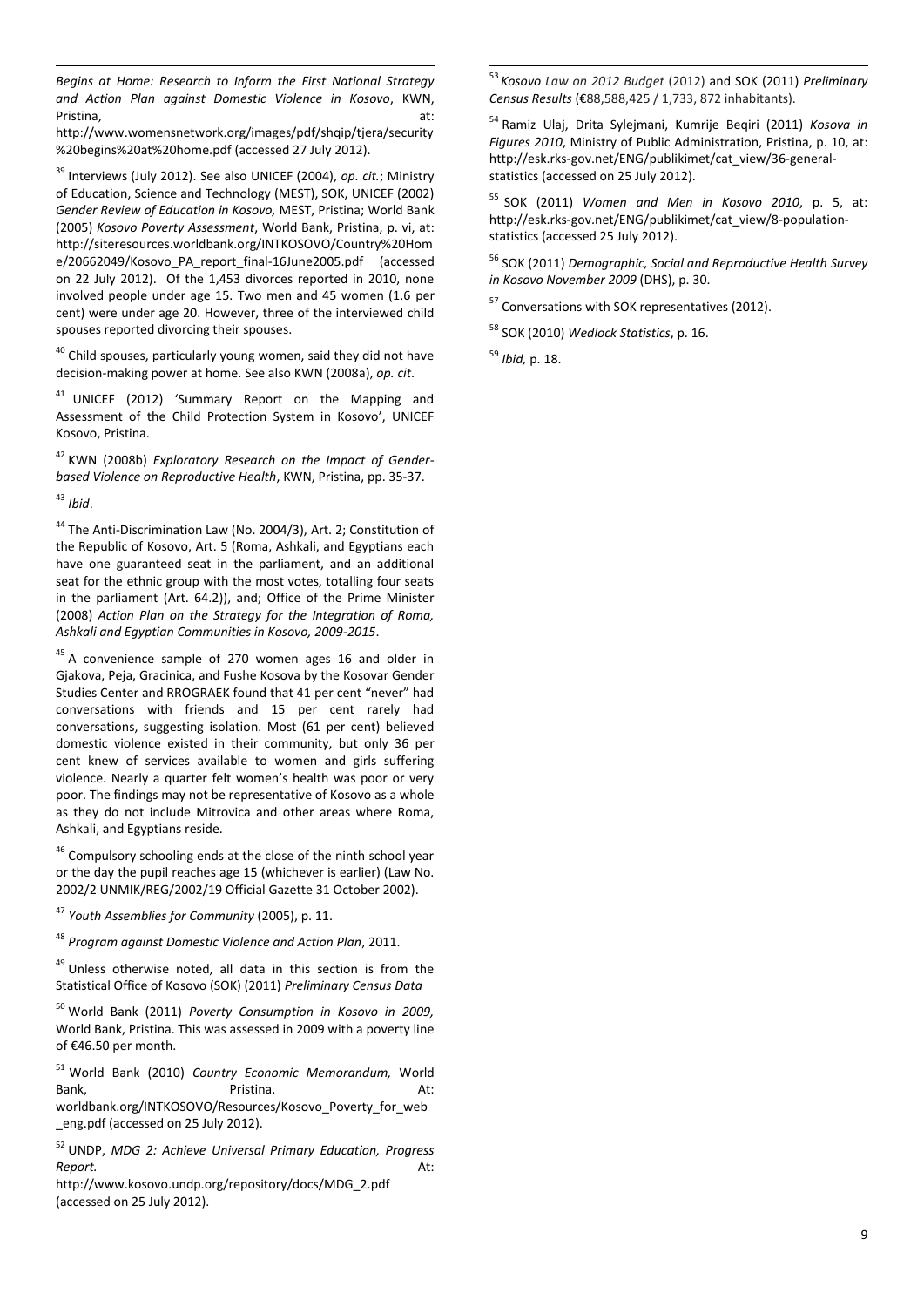*Begins at Home: Research to Inform the First National Strategy and Action Plan against Domestic Violence in Kosovo*, KWN, Pristina, at: http://www.womensnetwork.org/images/pdf/shqip/tjera/security%20begins%20at%20home.pdf (accessed 27 July 2012).

[39] Interviews (July 2012). See also UNICEF (2004), *op. cit.*; Ministry of Education, Science and Technology (MEST), SOK, UNICEF (2002) *Gender Review of Education in Kosovo,* MEST, Pristina; World Bank (2005) *Kosovo Poverty Assessment*, World Bank, Pristina, p. vi, at: http://siteresources.worldbank.org/INTKOSOVO/Country%20Home/20662049/Kosovo_PA_report_final-16June2005.pdf (accessed on 22 July 2012). Of the 1,453 divorces reported in 2010, none involved people under age 15. Two men and 45 women (1.6 per cent) were under age 20. However, three of the interviewed child spouses reported divorcing their spouses.

[40] Child spouses, particularly young women, said they did not have decision-making power at home. See also KWN (2008a), *op. cit*.

[41] UNICEF (2012) 'Summary Report on the Mapping and Assessment of the Child Protection System in Kosovo', UNICEF Kosovo, Pristina.

[42] KWN (2008b) *Exploratory Research on the Impact of Gender-based Violence on Reproductive Health*, KWN, Pristina, pp. 35-37.

[43] *Ibid*.

[44] The Anti-Discrimination Law (No. 2004/3), Art. 2; Constitution of the Republic of Kosovo, Art. 5 (Roma, Ashkali, and Egyptians each have one guaranteed seat in the parliament, and an additional seat for the ethnic group with the most votes, totalling four seats in the parliament (Art. 64.2)), and; Office of the Prime Minister (2008) *Action Plan on the Strategy for the Integration of Roma, Ashkali and Egyptian Communities in Kosovo, 2009-2015*.

[45] A convenience sample of 270 women ages 16 and older in Gjakova, Peja, Gracinica, and Fushe Kosova by the Kosovar Gender Studies Center and RROGRAEK found that 41 per cent "never" had conversations with friends and 15 per cent rarely had conversations, suggesting isolation. Most (61 per cent) believed domestic violence existed in their community, but only 36 per cent knew of services available to women and girls suffering violence. Nearly a quarter felt women's health was poor or very poor. The findings may not be representative of Kosovo as a whole as they do not include Mitrovica and other areas where Roma, Ashkali, and Egyptians reside.

[46] Compulsory schooling ends at the close of the ninth school year or the day the pupil reaches age 15 (whichever is earlier) (Law No. 2002/2 UNMIK/REG/2002/19 Official Gazette 31 October 2002).

[47] *Youth Assemblies for Community* (2005), p. 11.

[48] *Program against Domestic Violence and Action Plan*, 2011.

[49] Unless otherwise noted, all data in this section is from the Statistical Office of Kosovo (SOK) (2011) *Preliminary Census Data*

[50] World Bank (2011) *Poverty Consumption in Kosovo in 2009,* World Bank, Pristina. This was assessed in 2009 with a poverty line of €46.50 per month.

[51] World Bank (2010) *Country Economic Memorandum,* World Bank, Pristina. At: worldbank.org/INTKOSOVO/Resources/Kosovo_Poverty_for_web_eng.pdf (accessed on 25 July 2012).

[52] UNDP, *MDG 2: Achieve Universal Primary Education, Progress Report.* At: http://www.kosovo.undp.org/repository/docs/MDG_2.pdf (accessed on 25 July 2012).

[53] *Kosovo Law on 2012 Budget* (2012) and SOK (2011) *Preliminary Census Results* (€88,588,425 / 1,733, 872 inhabitants).

[54] Ramiz Ulaj, Drita Sylejmani, Kumrije Beqiri (2011) *Kosova in Figures 2010*, Ministry of Public Administration, Pristina, p. 10, at: http://esk.rks-gov.net/ENG/publikimet/cat_view/36-general-statistics (accessed on 25 July 2012).

[55] SOK (2011) *Women and Men in Kosovo 2010*, p. 5, at: http://esk.rks-gov.net/ENG/publikimet/cat_view/8-population-statistics (accessed 25 July 2012).

[56] SOK (2011) *Demographic, Social and Reproductive Health Survey in Kosovo November 2009* (DHS), p. 30.

[57] Conversations with SOK representatives (2012).

[58] SOK (2010) *Wedlock Statistics*, p. 16.

[59] *Ibid,* p. 18.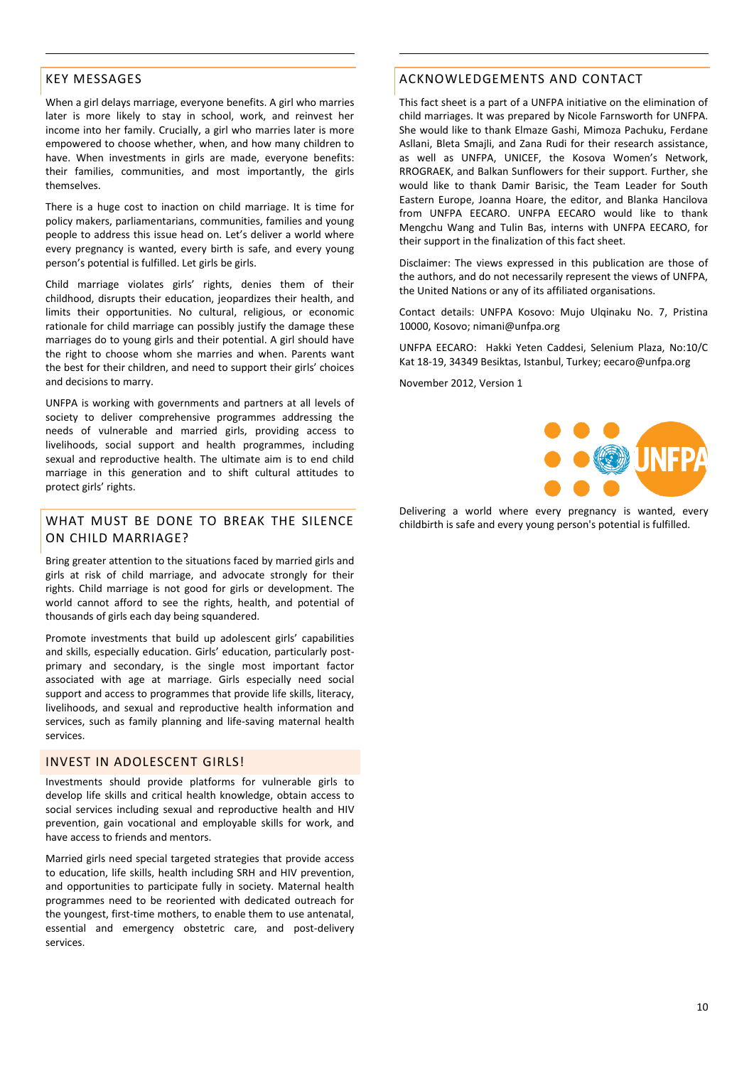## KEY MESSAGES

When a girl delays marriage, everyone benefits. A girl who marries later is more likely to stay in school, work, and reinvest her income into her family. Crucially, a girl who marries later is more empowered to choose whether, when, and how many children to have. When investments in girls are made, everyone benefits: their families, communities, and most importantly, the girls themselves.

There is a huge cost to inaction on child marriage. It is time for policy makers, parliamentarians, communities, families and young people to address this issue head on. Let's deliver a world where every pregnancy is wanted, every birth is safe, and every young person's potential is fulfilled. Let girls be girls.

Child marriage violates girls' rights, denies them of their childhood, disrupts their education, jeopardizes their health, and limits their opportunities. No cultural, religious, or economic rationale for child marriage can possibly justify the damage these marriages do to young girls and their potential. A girl should have the right to choose whom she marries and when. Parents want the best for their children, and need to support their girls' choices and decisions to marry.

UNFPA is working with governments and partners at all levels of society to deliver comprehensive programmes addressing the needs of vulnerable and married girls, providing access to livelihoods, social support and health programmes, including sexual and reproductive health. The ultimate aim is to end child marriage in this generation and to shift cultural attitudes to protect girls' rights.

## WHAT MUST BE DONE TO BREAK THE SILENCE ON CHILD MARRIAGE?

Bring greater attention to the situations faced by married girls and girls at risk of child marriage, and advocate strongly for their rights. Child marriage is not good for girls or development. The world cannot afford to see the rights, health, and potential of thousands of girls each day being squandered.

Promote investments that build up adolescent girls' capabilities and skills, especially education. Girls' education, particularly post-primary and secondary, is the single most important factor associated with age at marriage. Girls especially need social support and access to programmes that provide life skills, literacy, livelihoods, and sexual and reproductive health information and services, such as family planning and life-saving maternal health services.

## INVEST IN ADOLESCENT GIRLS!

Investments should provide platforms for vulnerable girls to develop life skills and critical health knowledge, obtain access to social services including sexual and reproductive health and HIV prevention, gain vocational and employable skills for work, and have access to friends and mentors.

Married girls need special targeted strategies that provide access to education, life skills, health including SRH and HIV prevention, and opportunities to participate fully in society. Maternal health programmes need to be reoriented with dedicated outreach for the youngest, first-time mothers, to enable them to use antenatal, essential and emergency obstetric care, and post-delivery services.

## ACKNOWLEDGEMENTS AND CONTACT

This fact sheet is a part of a UNFPA initiative on the elimination of child marriages. It was prepared by Nicole Farnsworth for UNFPA. She would like to thank Elmaze Gashi, Mimoza Pachuku, Ferdane Asllani, Bleta Smajli, and Zana Rudi for their research assistance, as well as UNFPA, UNICEF, the Kosova Women's Network, RROGRAEK, and Balkan Sunflowers for their support. Further, she would like to thank Damir Barisic, the Team Leader for South Eastern Europe, Joanna Hoare, the editor, and Blanka Hancilova from UNFPA EECARO. UNFPA EECARO would like to thank Mengchu Wang and Tulin Bas, interns with UNFPA EECARO, for their support in the finalization of this fact sheet.

Disclaimer: The views expressed in this publication are those of the authors, and do not necessarily represent the views of UNFPA, the United Nations or any of its affiliated organisations.

Contact details: UNFPA Kosovo: Mujo Ulqinaku No. 7, Pristina 10000, Kosovo; nimani@unfpa.org

UNFPA EECARO: Hakki Yeten Caddesi, Selenium Plaza, No:10/C Kat 18-19, 34349 Besiktas, Istanbul, Turkey; eecaro@unfpa.org

November 2012, Version 1

UNFPA

Delivering a world where every pregnancy is wanted, every childbirth is safe and every young person's potential is fulfilled.